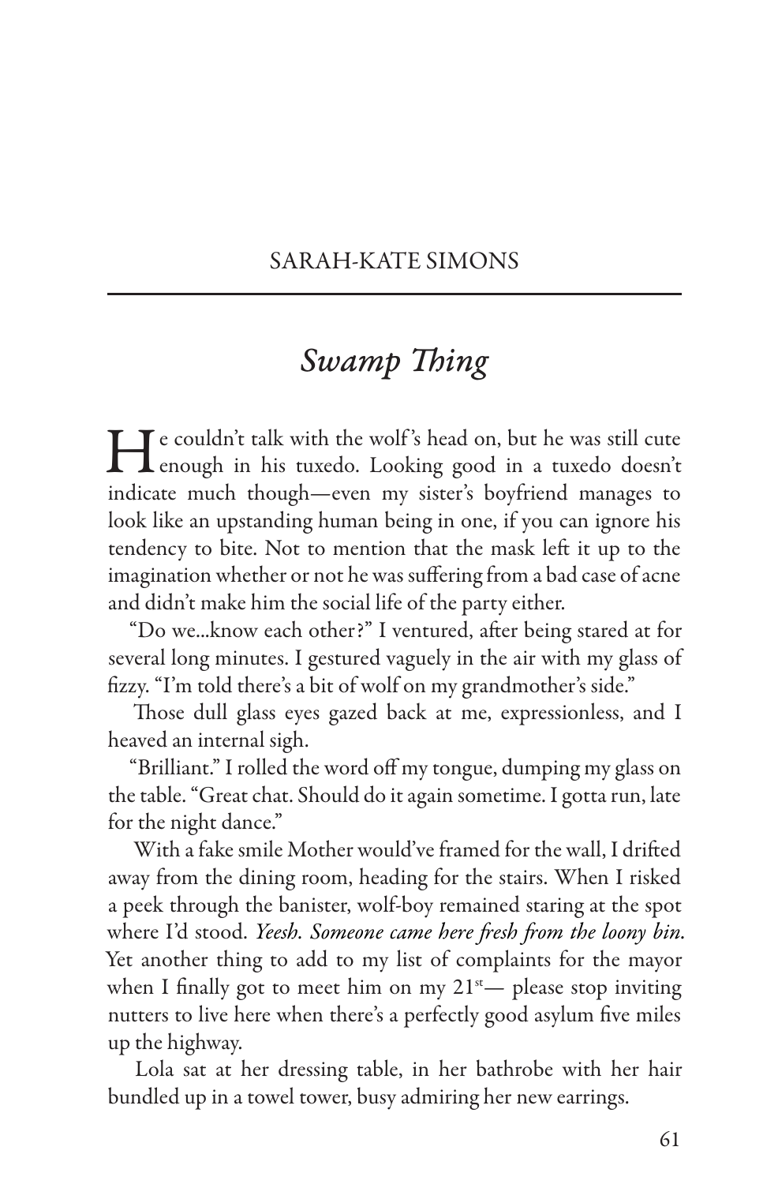SARAH-KATE SIMONS

# *Swamp Thing*

He couldn't talk with the wolf's head on, but he was still cute enough in his tuxedo. Looking good in a tuxedo doesn't indicate much though—even my sister's boyfriend manages to look like an upstanding human being in one, if you can ignore his tendency to bite. Not to mention that the mask left it up to the imagination whether or not he was suffering from a bad case of acne and didn't make him the social life of the party either.

"Do we...know each other?" I ventured, after being stared at for several long minutes. I gestured vaguely in the air with my glass of fizzy. "I'm told there's a bit of wolf on my grandmother's side."

Those dull glass eyes gazed back at me, expressionless, and I heaved an internal sigh.

"Brilliant." I rolled the word off my tongue, dumping my glass on the table. "Great chat. Should do it again sometime. I gotta run, late for the night dance."

With a fake smile Mother would've framed for the wall, I drifted away from the dining room, heading for the stairs. When I risked a peek through the banister, wolf-boy remained staring at the spot where I'd stood. *Yeesh. Someone came here fresh from the loony bin.* Yet another thing to add to my list of complaints for the mayor when I finally got to meet him on my 21st— please stop inviting nutters to live here when there's a perfectly good asylum five miles up the highway.

Lola sat at her dressing table, in her bathrobe with her hair bundled up in a towel tower, busy admiring her new earrings.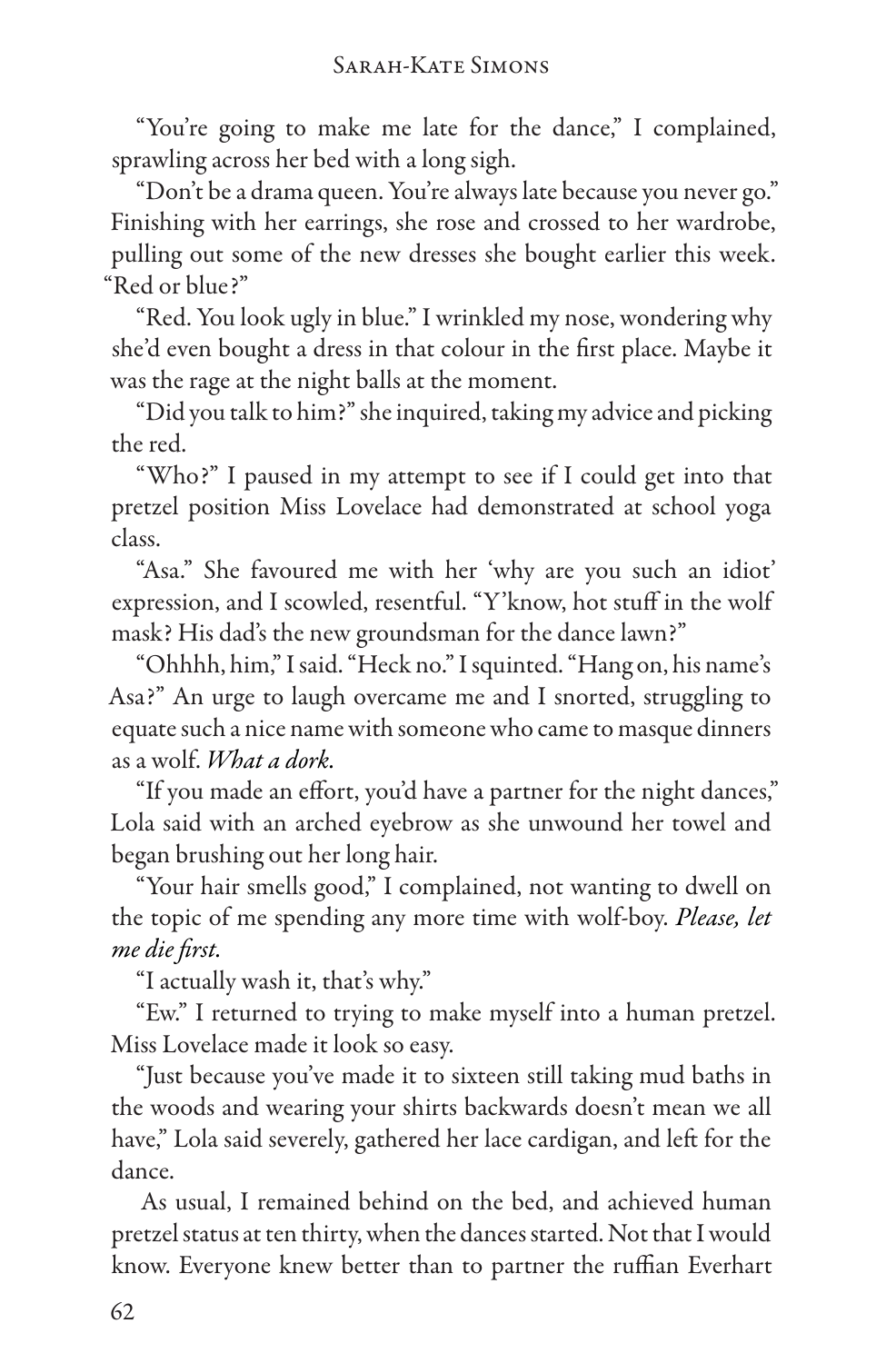"You're going to make me late for the dance," I complained, sprawling across her bed with a long sigh.

"Don't be a drama queen. You're always late because you never go." Finishing with her earrings, she rose and crossed to her wardrobe, pulling out some of the new dresses she bought earlier this week. "Red or blue?"

"Red. You look ugly in blue." I wrinkled my nose, wondering why she'd even bought a dress in that colour in the first place. Maybe it was the rage at the night balls at the moment.

"Did you talk to him?" she inquired, taking my advice and picking the red.

"Who?" I paused in my attempt to see if I could get into that pretzel position Miss Lovelace had demonstrated at school yoga class.

"Asa." She favoured me with her 'why are you such an idiot' expression, and I scowled, resentful. "Y'know, hot stuff in the wolf mask? His dad's the new groundsman for the dance lawn?"

"Ohhhh, him," I said. "Heck no." I squinted. "Hang on, his name's Asa?" An urge to laugh overcame me and I snorted, struggling to equate such a nice name with someone who came to masque dinners as a wolf. *What a dork.*

"If you made an effort, you'd have a partner for the night dances," Lola said with an arched eyebrow as she unwound her towel and began brushing out her long hair.

"Your hair smells good," I complained, not wanting to dwell on the topic of me spending any more time with wolf-boy. *Please, let me die first.*

"I actually wash it, that's why."

"Ew." I returned to trying to make myself into a human pretzel. Miss Lovelace made it look so easy.

"Just because you've made it to sixteen still taking mud baths in the woods and wearing your shirts backwards doesn't mean we all have," Lola said severely, gathered her lace cardigan, and left for the dance.

As usual, I remained behind on the bed, and achieved human pretzel status at ten thirty, when the dances started. Not that I would know. Everyone knew better than to partner the ruffian Everhart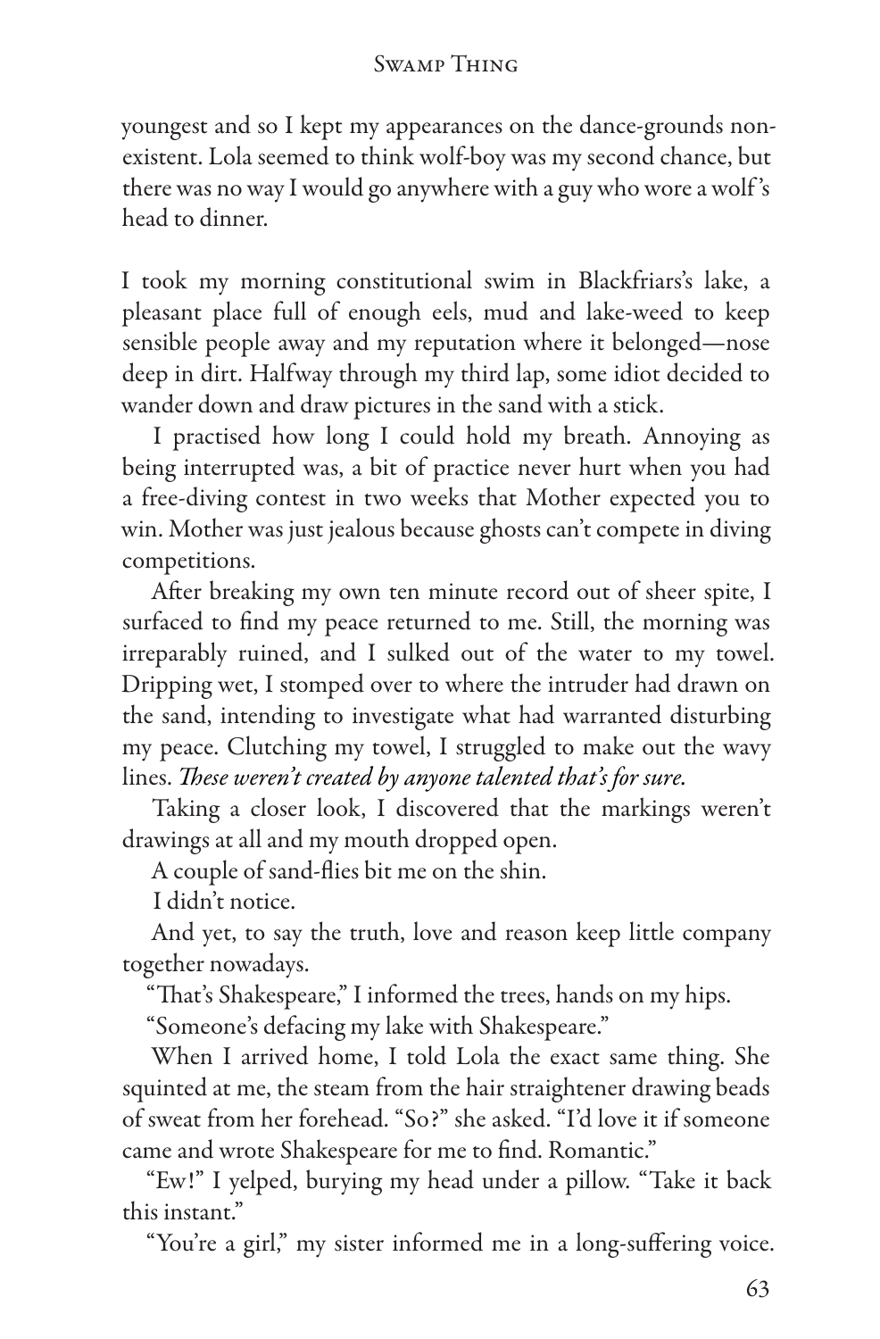youngest and so I kept my appearances on the dance-grounds non-existent. Lola seemed to think wolf-boy was my second chance, but there was no way I would go anywhere with a guy who wore a wolf's head to dinner.

I took my morning constitutional swim in Blackfriars's lake, a pleasant place full of enough eels, mud and lake-weed to keep sensible people away and my reputation where it belonged—nose deep in dirt. Halfway through my third lap, some idiot decided to wander down and draw pictures in the sand with a stick.

I practised how long I could hold my breath. Annoying as being interrupted was, a bit of practice never hurt when you had a free-diving contest in two weeks that Mother expected you to win. Mother was just jealous because ghosts can't compete in diving competitions.

After breaking my own ten minute record out of sheer spite, I surfaced to find my peace returned to me. Still, the morning was irreparably ruined, and I sulked out of the water to my towel. Dripping wet, I stomped over to where the intruder had drawn on the sand, intending to investigate what had warranted disturbing my peace. Clutching my towel, I struggled to make out the wavy lines. *These weren't created by anyone talented that's for sure.*

Taking a closer look, I discovered that the markings weren't drawings at all and my mouth dropped open.

A couple of sand-flies bit me on the shin.

I didn't notice.

And yet, to say the truth, love and reason keep little company together nowadays.

"That's Shakespeare," I informed the trees, hands on my hips. "Someone's defacing my lake with Shakespeare."

When I arrived home, I told Lola the exact same thing. She squinted at me, the steam from the hair straightener drawing beads of sweat from her forehead. "So?" she asked. "I'd love it if someone came and wrote Shakespeare for me to find. Romantic."

"Ew!" I yelped, burying my head under a pillow. "Take it back this instant."

"You're a girl," my sister informed me in a long-suffering voice.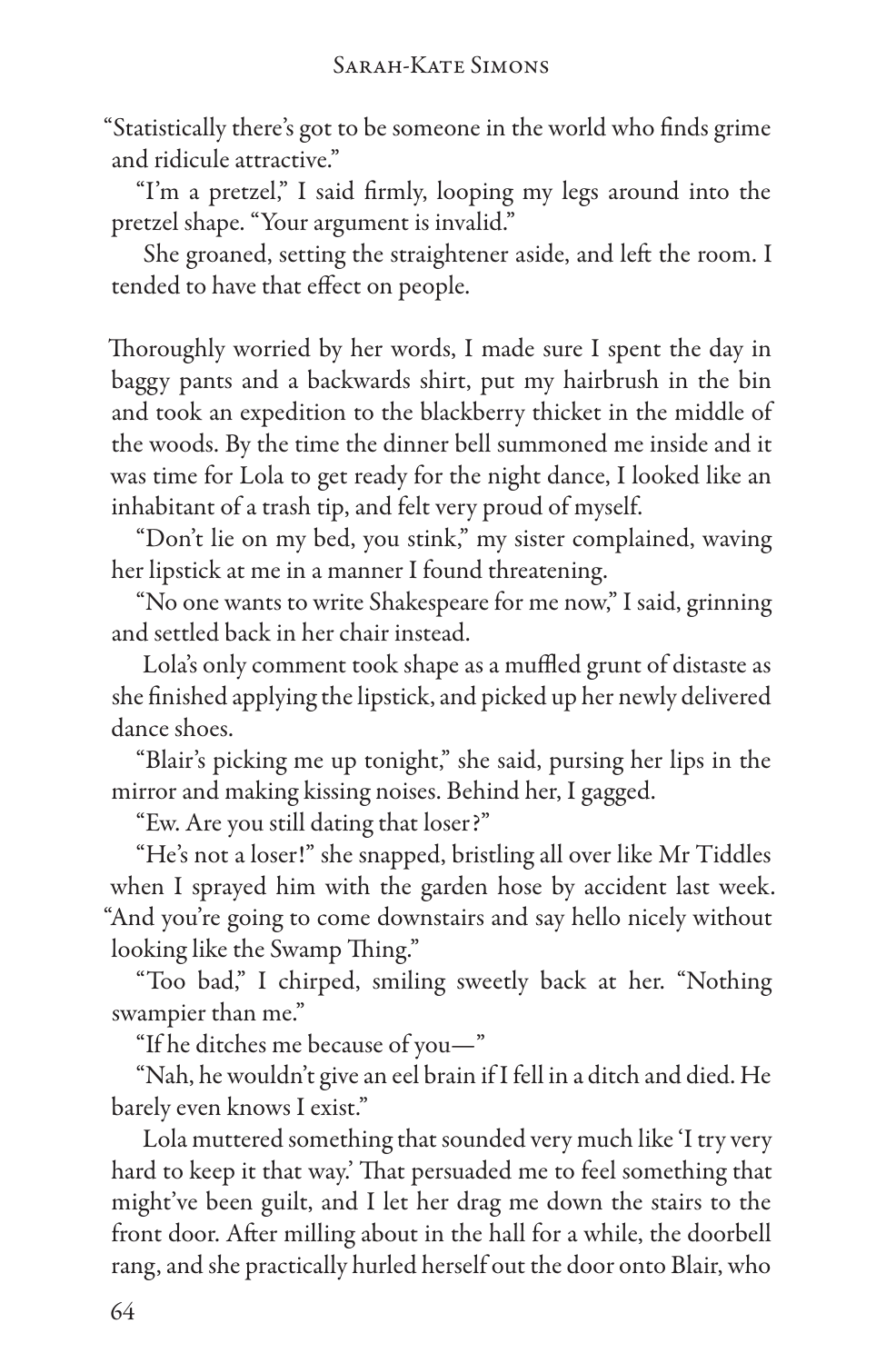"Statistically there's got to be someone in the world who finds grime and ridicule attractive."

"I'm a pretzel," I said firmly, looping my legs around into the pretzel shape. "Your argument is invalid."

She groaned, setting the straightener aside, and left the room. I tended to have that effect on people.

Thoroughly worried by her words, I made sure I spent the day in baggy pants and a backwards shirt, put my hairbrush in the bin and took an expedition to the blackberry thicket in the middle of the woods. By the time the dinner bell summoned me inside and it was time for Lola to get ready for the night dance, I looked like an inhabitant of a trash tip, and felt very proud of myself.

"Don't lie on my bed, you stink," my sister complained, waving her lipstick at me in a manner I found threatening.

"No one wants to write Shakespeare for me now," I said, grinning and settled back in her chair instead.

Lola's only comment took shape as a muffled grunt of distaste as she finished applying the lipstick, and picked up her newly delivered dance shoes.

"Blair's picking me up tonight," she said, pursing her lips in the mirror and making kissing noises. Behind her, I gagged.

"Ew. Are you still dating that loser?"

"He's not a loser!" she snapped, bristling all over like Mr Tiddles when I sprayed him with the garden hose by accident last week. "And you're going to come downstairs and say hello nicely without looking like the Swamp Thing."

"Too bad," I chirped, smiling sweetly back at her. "Nothing swampier than me."

"If he ditches me because of you—"

"Nah, he wouldn't give an eel brain if I fell in a ditch and died. He barely even knows I exist."

Lola muttered something that sounded very much like 'I try very hard to keep it that way.' That persuaded me to feel something that might've been guilt, and I let her drag me down the stairs to the front door. After milling about in the hall for a while, the doorbell rang, and she practically hurled herself out the door onto Blair, who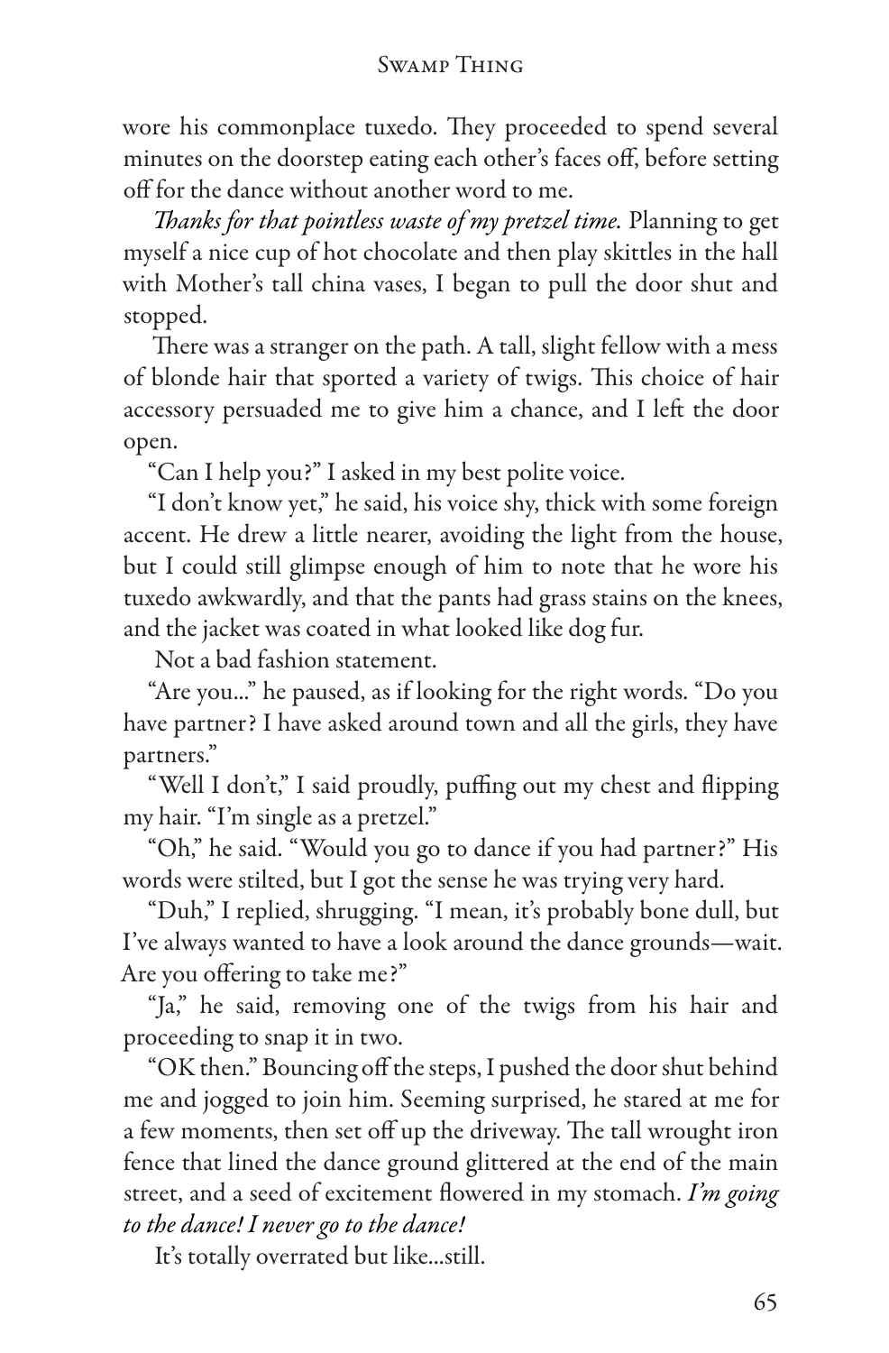wore his commonplace tuxedo. They proceeded to spend several minutes on the doorstep eating each other's faces off, before setting off for the dance without another word to me.

*Thanks for that pointless waste of my pretzel time.* Planning to get myself a nice cup of hot chocolate and then play skittles in the hall with Mother's tall china vases, I began to pull the door shut and stopped.

There was a stranger on the path. A tall, slight fellow with a mess of blonde hair that sported a variety of twigs. This choice of hair accessory persuaded me to give him a chance, and I left the door open.

"Can I help you?" I asked in my best polite voice.

"I don't know yet," he said, his voice shy, thick with some foreign accent. He drew a little nearer, avoiding the light from the house, but I could still glimpse enough of him to note that he wore his tuxedo awkwardly, and that the pants had grass stains on the knees, and the jacket was coated in what looked like dog fur.

Not a bad fashion statement.

"Are you..." he paused, as if looking for the right words. "Do you have partner? I have asked around town and all the girls, they have partners."

"Well I don't," I said proudly, puffing out my chest and flipping my hair. "I'm single as a pretzel."

"Oh," he said. "Would you go to dance if you had partner?" His words were stilted, but I got the sense he was trying very hard.

"Duh," I replied, shrugging. "I mean, it's probably bone dull, but I've always wanted to have a look around the dance grounds—wait. Are you offering to take me?"

"Ja," he said, removing one of the twigs from his hair and proceeding to snap it in two.

"OK then." Bouncing off the steps, I pushed the door shut behind me and jogged to join him. Seeming surprised, he stared at me for a few moments, then set off up the driveway. The tall wrought iron fence that lined the dance ground glittered at the end of the main street, and a seed of excitement flowered in my stomach. *I'm going to the dance! I never go to the dance!*

It's totally overrated but like...still.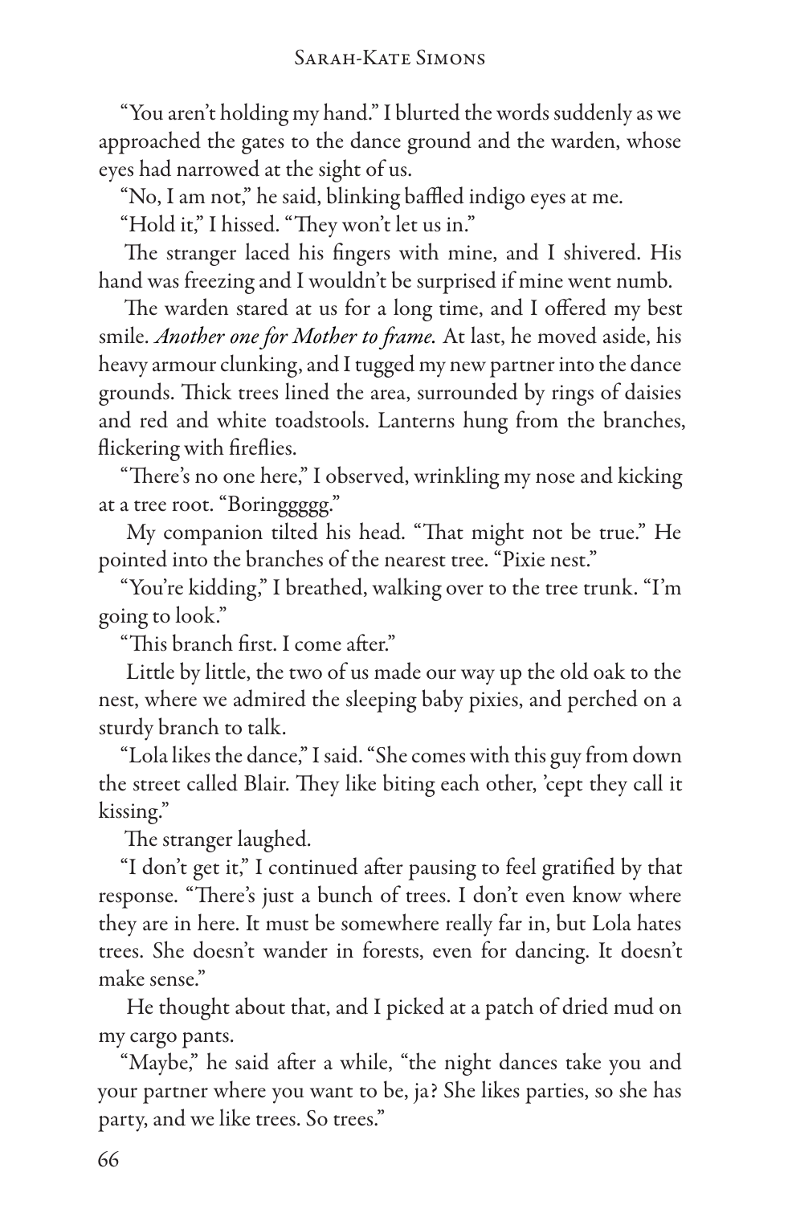"You aren't holding my hand." I blurted the words suddenly as we approached the gates to the dance ground and the warden, whose eyes had narrowed at the sight of us.

"No, I am not," he said, blinking baffled indigo eyes at me.

"Hold it," I hissed. "They won't let us in."

The stranger laced his fingers with mine, and I shivered. His hand was freezing and I wouldn't be surprised if mine went numb.

The warden stared at us for a long time, and I offered my best smile. *Another one for Mother to frame.* At last, he moved aside, his heavy armour clunking, and I tugged my new partner into the dance grounds. Thick trees lined the area, surrounded by rings of daisies and red and white toadstools. Lanterns hung from the branches, flickering with fireflies.

"There's no one here," I observed, wrinkling my nose and kicking at a tree root. "Boringgggg."

My companion tilted his head. "That might not be true." He pointed into the branches of the nearest tree. "Pixie nest."

"You're kidding," I breathed, walking over to the tree trunk. "I'm going to look."

"This branch first. I come after."

Little by little, the two of us made our way up the old oak to the nest, where we admired the sleeping baby pixies, and perched on a sturdy branch to talk.

"Lola likes the dance," I said. "She comes with this guy from down the street called Blair. They like biting each other, 'cept they call it kissing."

The stranger laughed.

"I don't get it," I continued after pausing to feel gratified by that response. "There's just a bunch of trees. I don't even know where they are in here. It must be somewhere really far in, but Lola hates trees. She doesn't wander in forests, even for dancing. It doesn't make sense."

He thought about that, and I picked at a patch of dried mud on my cargo pants.

"Maybe," he said after a while, "the night dances take you and your partner where you want to be, ja? She likes parties, so she has party, and we like trees. So trees."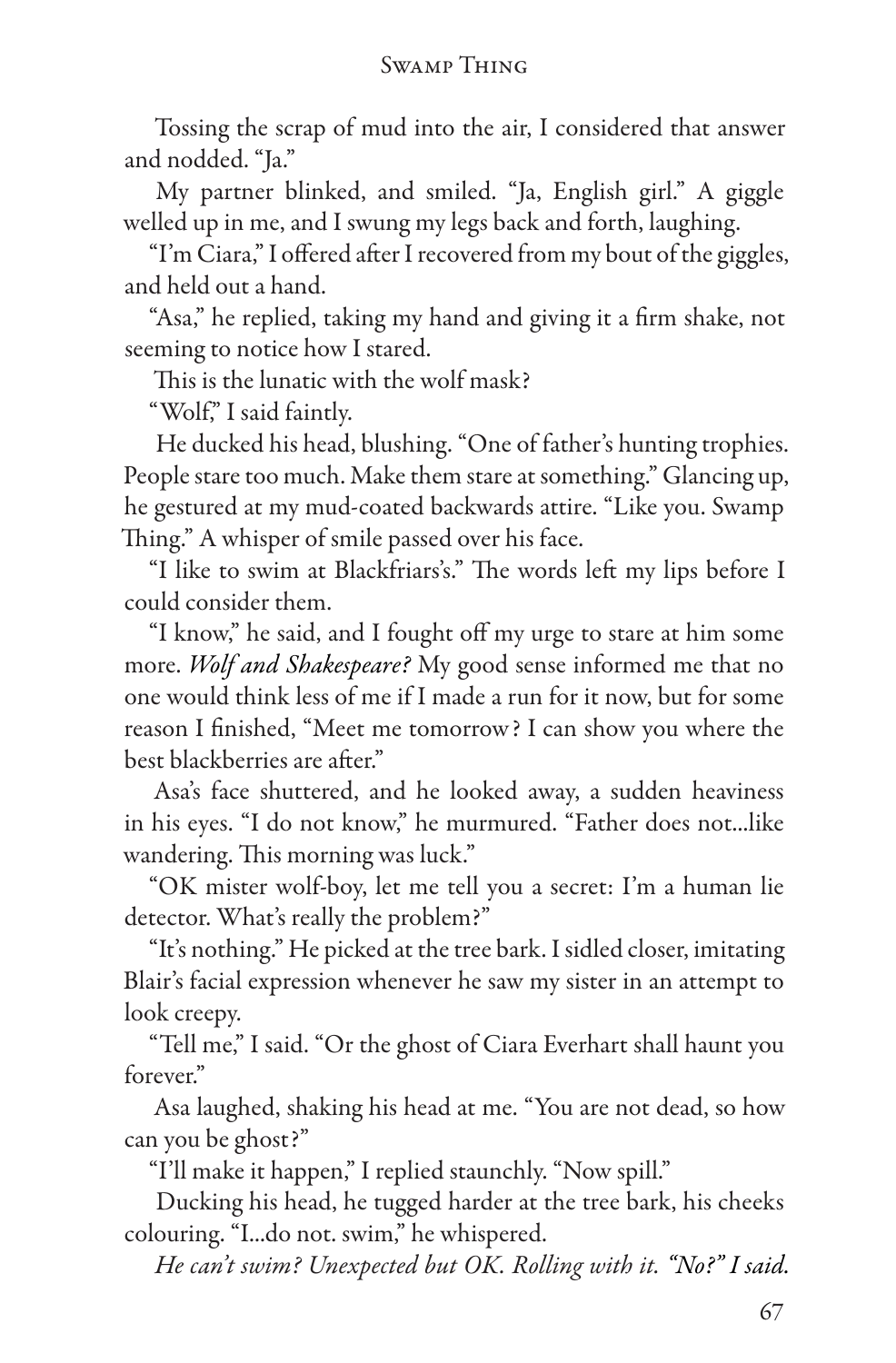Tossing the scrap of mud into the air, I considered that answer and nodded. "Ja."

My partner blinked, and smiled. "Ja, English girl." A giggle welled up in me, and I swung my legs back and forth, laughing.

"I'm Ciara," I offered after I recovered from my bout of the giggles, and held out a hand.

"Asa," he replied, taking my hand and giving it a firm shake, not seeming to notice how I stared.

This is the lunatic with the wolf mask?

"Wolf," I said faintly.

He ducked his head, blushing. "One of father's hunting trophies. People stare too much. Make them stare at something." Glancing up, he gestured at my mud-coated backwards attire. "Like you. Swamp Thing." A whisper of smile passed over his face.

"I like to swim at Blackfriars's." The words left my lips before I could consider them.

"I know," he said, and I fought off my urge to stare at him some more. *Wolf and Shakespeare?* My good sense informed me that no one would think less of me if I made a run for it now, but for some reason I finished, "Meet me tomorrow? I can show you where the best blackberries are after."

Asa's face shuttered, and he looked away, a sudden heaviness in his eyes. "I do not know," he murmured. "Father does not...like wandering. This morning was luck."

"OK mister wolf-boy, let me tell you a secret: I'm a human lie detector. What's really the problem?"

"It's nothing." He picked at the tree bark. I sidled closer, imitating Blair's facial expression whenever he saw my sister in an attempt to look creepy.

"Tell me," I said. "Or the ghost of Ciara Everhart shall haunt you forever."

Asa laughed, shaking his head at me. "You are not dead, so how can you be ghost?"

"I'll make it happen," I replied staunchly. "Now spill."

Ducking his head, he tugged harder at the tree bark, his cheeks colouring. "I...do not. swim," he whispered.

*He can't swim? Unexpected but OK. Rolling with it. "No?" I said.*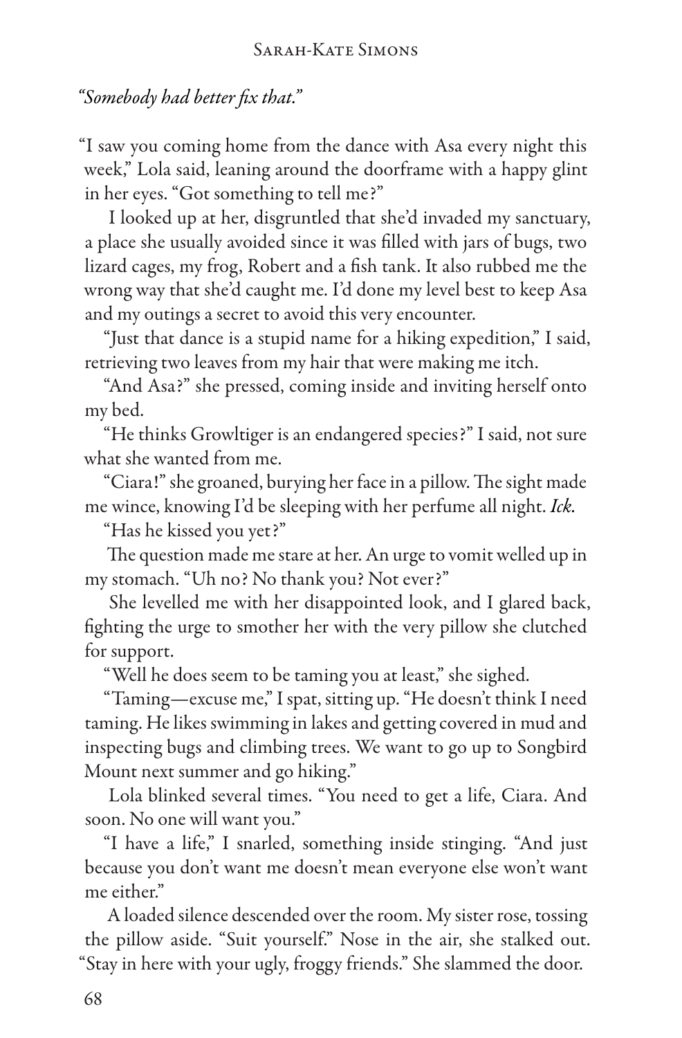*"Somebody had better fix that."*

"I saw you coming home from the dance with Asa every night this week," Lola said, leaning around the doorframe with a happy glint in her eyes. "Got something to tell me?"

I looked up at her, disgruntled that she'd invaded my sanctuary, a place she usually avoided since it was filled with jars of bugs, two lizard cages, my frog, Robert and a fish tank. It also rubbed me the wrong way that she'd caught me. I'd done my level best to keep Asa and my outings a secret to avoid this very encounter.

"Just that dance is a stupid name for a hiking expedition," I said, retrieving two leaves from my hair that were making me itch.

"And Asa?" she pressed, coming inside and inviting herself onto my bed.

"He thinks Growltiger is an endangered species?" I said, not sure what she wanted from me.

"Ciara!" she groaned, burying her face in a pillow. The sight made me wince, knowing I'd be sleeping with her perfume all night. *Ick.*

"Has he kissed you yet?"

The question made me stare at her. An urge to vomit welled up in my stomach. "Uh no? No thank you? Not ever?"

She levelled me with her disappointed look, and I glared back, fighting the urge to smother her with the very pillow she clutched for support.

"Well he does seem to be taming you at least," she sighed.

"Taming—excuse me," I spat, sitting up. "He doesn't think I need taming. He likes swimming in lakes and getting covered in mud and inspecting bugs and climbing trees. We want to go up to Songbird Mount next summer and go hiking."

Lola blinked several times. "You need to get a life, Ciara. And soon. No one will want you."

"I have a life," I snarled, something inside stinging. "And just because you don't want me doesn't mean everyone else won't want me either."

A loaded silence descended over the room. My sister rose, tossing the pillow aside. "Suit yourself." Nose in the air, she stalked out. "Stay in here with your ugly, froggy friends." She slammed the door.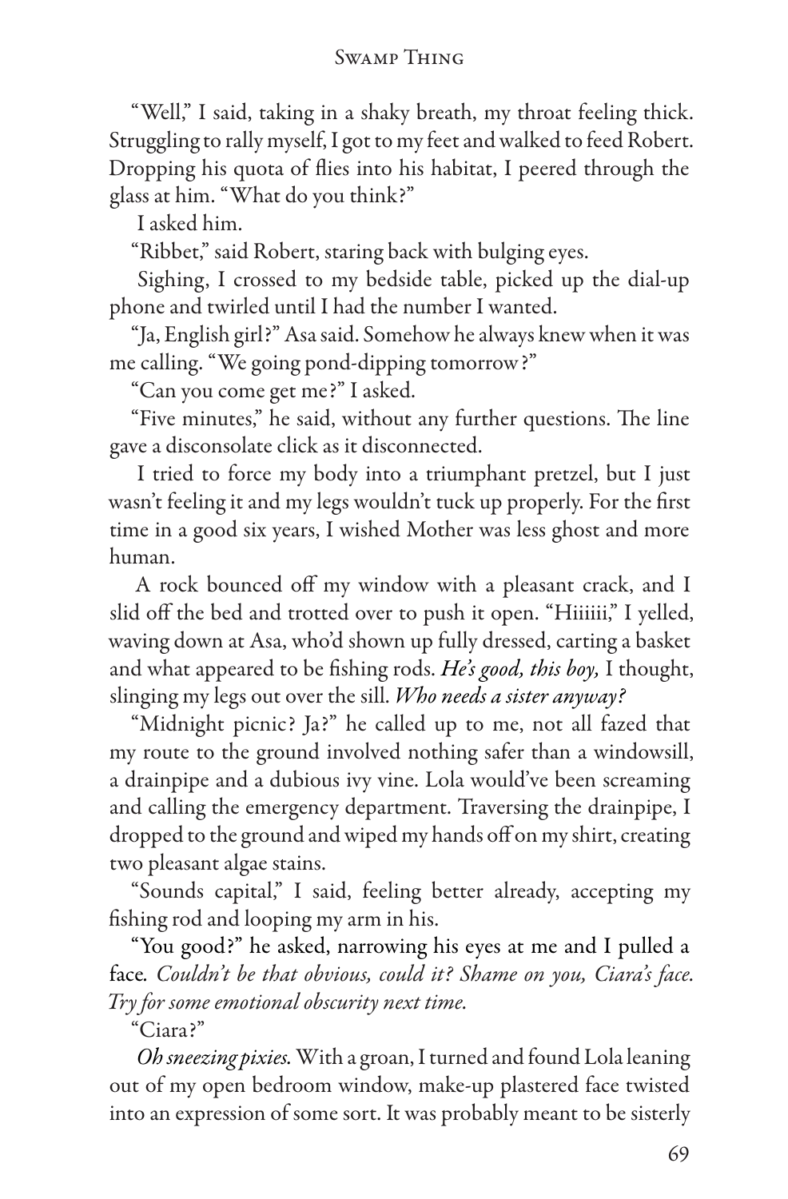"Well," I said, taking in a shaky breath, my throat feeling thick. Struggling to rally myself, I got to my feet and walked to feed Robert. Dropping his quota of flies into his habitat, I peered through the glass at him. "What do you think?"

I asked him.

"Ribbet," said Robert, staring back with bulging eyes.

Sighing, I crossed to my bedside table, picked up the dial-up phone and twirled until I had the number I wanted.

"Ja, English girl?" Asa said. Somehow he always knew when it was me calling. "We going pond-dipping tomorrow?"

"Can you come get me?" I asked.

"Five minutes," he said, without any further questions. The line gave a disconsolate click as it disconnected.

I tried to force my body into a triumphant pretzel, but I just wasn't feeling it and my legs wouldn't tuck up properly. For the first time in a good six years, I wished Mother was less ghost and more human.

A rock bounced off my window with a pleasant crack, and I slid off the bed and trotted over to push it open. "Hiiiiii," I yelled, waving down at Asa, who'd shown up fully dressed, carting a basket and what appeared to be fishing rods. *He's good, this boy,* I thought, slinging my legs out over the sill. *Who needs a sister anyway?*

"Midnight picnic? Ja?" he called up to me, not all fazed that my route to the ground involved nothing safer than a windowsill, a drainpipe and a dubious ivy vine. Lola would've been screaming and calling the emergency department. Traversing the drainpipe, I dropped to the ground and wiped my hands off on my shirt, creating two pleasant algae stains.

"Sounds capital," I said, feeling better already, accepting my fishing rod and looping my arm in his.

"You good?" he asked, narrowing his eyes at me and I pulled a face. *Couldn't be that obvious, could it? Shame on you, Ciara's face. Try for some emotional obscurity next time.*

"Ciara?"

*Oh sneezing pixies.* With a groan, I turned and found Lola leaning out of my open bedroom window, make-up plastered face twisted into an expression of some sort. It was probably meant to be sisterly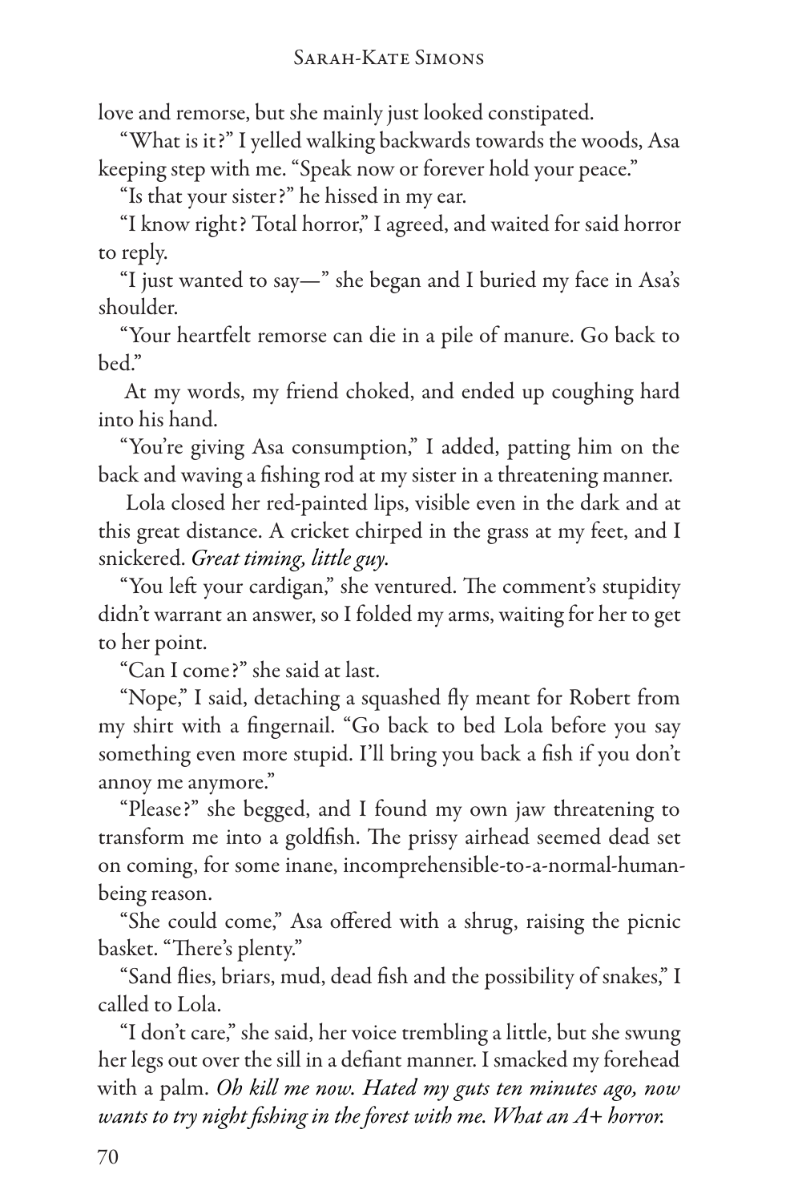love and remorse, but she mainly just looked constipated.

"What is it?" I yelled walking backwards towards the woods, Asa keeping step with me. "Speak now or forever hold your peace."

"Is that your sister?" he hissed in my ear.

"I know right? Total horror," I agreed, and waited for said horror to reply.

"I just wanted to say—" she began and I buried my face in Asa's shoulder.

"Your heartfelt remorse can die in a pile of manure. Go back to bed."

At my words, my friend choked, and ended up coughing hard into his hand.

"You're giving Asa consumption," I added, patting him on the back and waving a fishing rod at my sister in a threatening manner.

Lola closed her red-painted lips, visible even in the dark and at this great distance. A cricket chirped in the grass at my feet, and I snickered. *Great timing, little guy.*

"You left your cardigan," she ventured. The comment's stupidity didn't warrant an answer, so I folded my arms, waiting for her to get to her point.

"Can I come?" she said at last.

"Nope," I said, detaching a squashed fly meant for Robert from my shirt with a fingernail. "Go back to bed Lola before you say something even more stupid. I'll bring you back a fish if you don't annoy me anymore."

"Please?" she begged, and I found my own jaw threatening to transform me into a goldfish. The prissy airhead seemed dead set on coming, for some inane, incomprehensible-to-a-normal-human-being reason.

"She could come," Asa offered with a shrug, raising the picnic basket. "There's plenty."

"Sand flies, briars, mud, dead fish and the possibility of snakes," I called to Lola.

"I don't care," she said, her voice trembling a little, but she swung her legs out over the sill in a defiant manner. I smacked my forehead with a palm. *Oh kill me now. Hated my guts ten minutes ago, now wants to try night fishing in the forest with me. What an A+ horror.*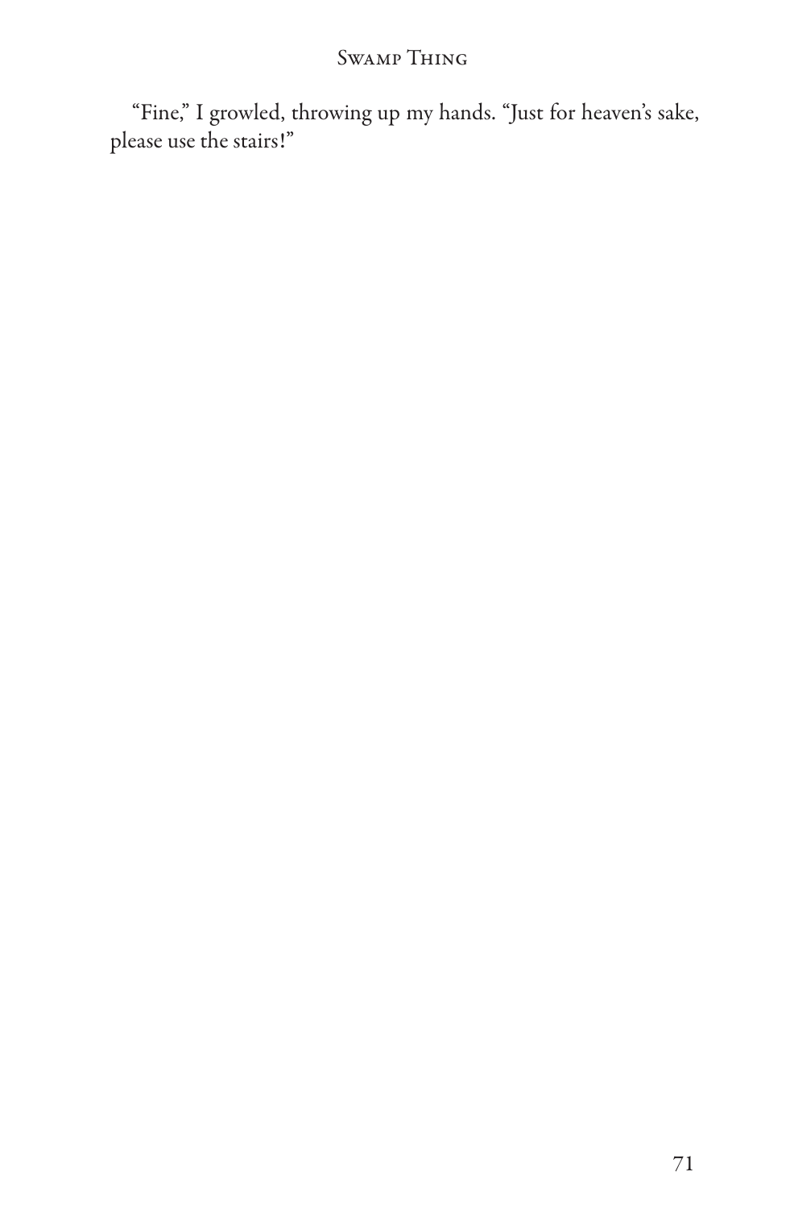"Fine," I growled, throwing up my hands. "Just for heaven's sake, please use the stairs!"